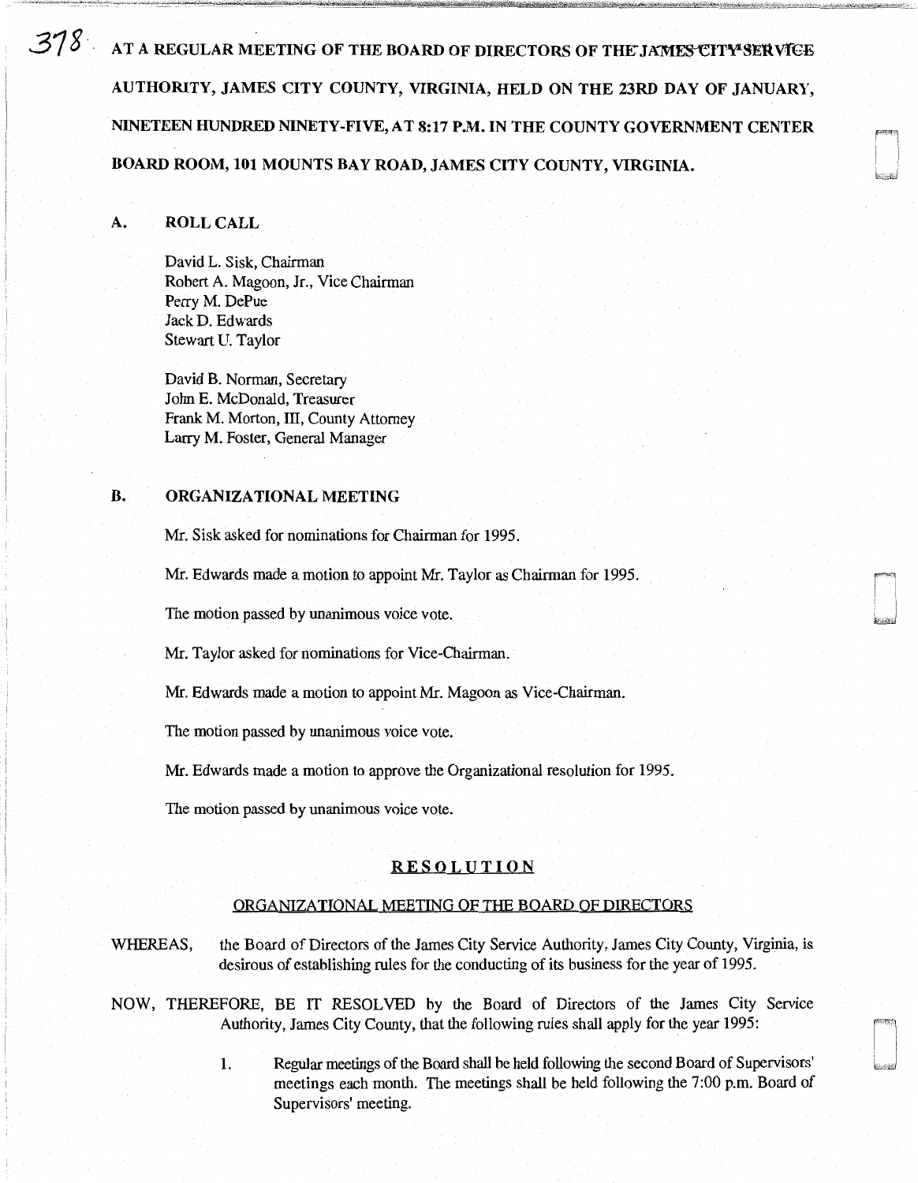AT A REGULAR MEETING OF THE BOARD OF DIRECTORS OF THE JAMES CITY SERVICE AUTHORITY, JAMES CITY COUNTY, VIRGINIA, HELD ON THE 23RD DAY OF JANUARY, NINETEEN HUNDRED NINETY-FIVE, AT 8:17 P.M. IN THE COUNTY GOVERNMENT CENTER BOARD ROOM, 101 MOUNTS BAY ROAD, JAMES CITY COUNTY, VIRGINIA.

## A. ROLL CALL

David L. Sisk, Chairman
Robert A. Magoon, Jr., Vice Chairman
Perry M. DePue
Jack D. Edwards
Stewart U. Taylor

David B. Norman, Secretary
John E. McDonald, Treasurer
Frank M. Morton, III, County Attorney
Larry M. Foster, General Manager

## B. ORGANIZATIONAL MEETING

Mr. Sisk asked for nominations for Chairman for 1995.

Mr. Edwards made a motion to appoint Mr. Taylor as Chairman for 1995.

The motion passed by unanimous voice vote.

Mr. Taylor asked for nominations for Vice-Chairman.

Mr. Edwards made a motion to appoint Mr. Magoon as Vice-Chairman.

The motion passed by unanimous voice vote.

Mr. Edwards made a motion to approve the Organizational resolution for 1995.

The motion passed by unanimous voice vote.

### RESOLUTION

#### ORGANIZATIONAL MEETING OF THE BOARD OF DIRECTORS

WHEREAS, the Board of Directors of the James City Service Authority, James City County, Virginia, is desirous of establishing rules for the conducting of its business for the year of 1995.

NOW, THEREFORE, BE IT RESOLVED by the Board of Directors of the James City Service Authority, James City County, that the following rules shall apply for the year 1995:

1. Regular meetings of the Board shall be held following the second Board of Supervisors' meetings each month. The meetings shall be held following the 7:00 p.m. Board of Supervisors' meeting.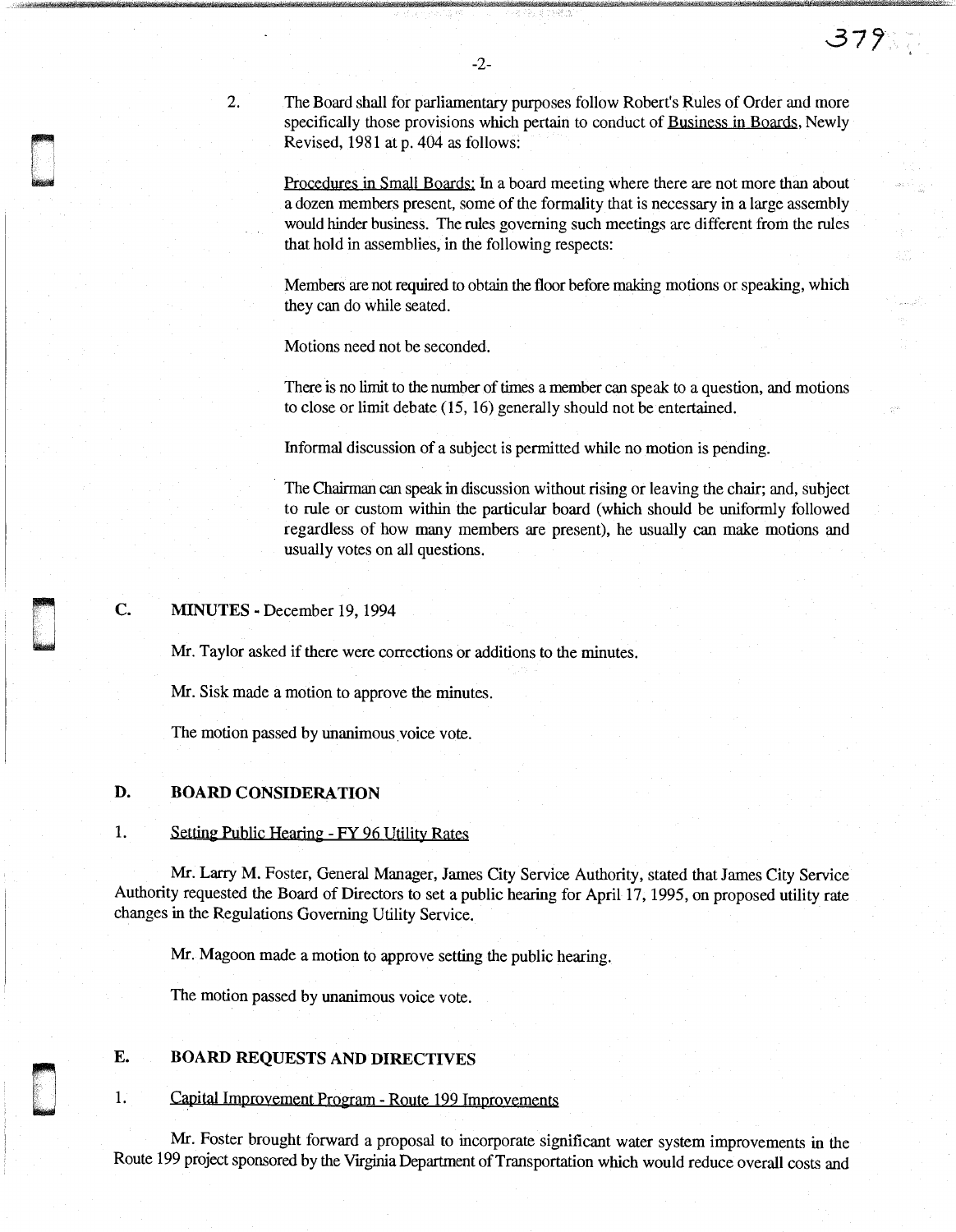2. The Board shall for parliamentary purposes follow Robert's Rules of Order and more specifically those provisions which pertain to conduct of Business in Boards, Newly Revised, 1981 at p. 404 as follows:

Procedures in Small Boards: In a board meeting where there are not more than about a dozen members present, some of the formality that is necessary in a large assembly would hinder business. The rules governing such meetings are different from the rules that hold in assemblies, in the following respects:

Members are not required to obtain the floor before making motions or speaking, which they can do while seated.

Motions need not be seconded.

There is no limit to the number of times a member can speak to a question, and motions to close or limit debate (15, 16) generally should not be entertained.

Informal discussion of a subject is permitted while no motion is pending.

The Chairman can speak in discussion without rising or leaving the chair; and, subject to rule or custom within the particular board (which should be uniformly followed regardless of how many members are present), he usually can make motions and usually votes on all questions.

## C. MINUTES - December 19, 1994

Mr. Taylor asked if there were corrections or additions to the minutes.

Mr. Sisk made a motion to approve the minutes.

The motion passed by unanimous voice vote.

## D. BOARD CONSIDERATION

### 1. Setting Public Hearing - FY 96 Utility Rates

Mr. Larry M. Foster, General Manager, James City Service Authority, stated that James City Service Authority requested the Board of Directors to set a public hearing for April 17, 1995, on proposed utility rate changes in the Regulations Governing Utility Service.

Mr. Magoon made a motion to approve setting the public hearing.

The motion passed by unanimous voice vote.

## E. BOARD REQUESTS AND DIRECTIVES

### 1. Capital Improvement Program - Route 199 Improvements

Mr. Foster brought forward a proposal to incorporate significant water system improvements in the Route 199 project sponsored by the Virginia Department of Transportation which would reduce overall costs and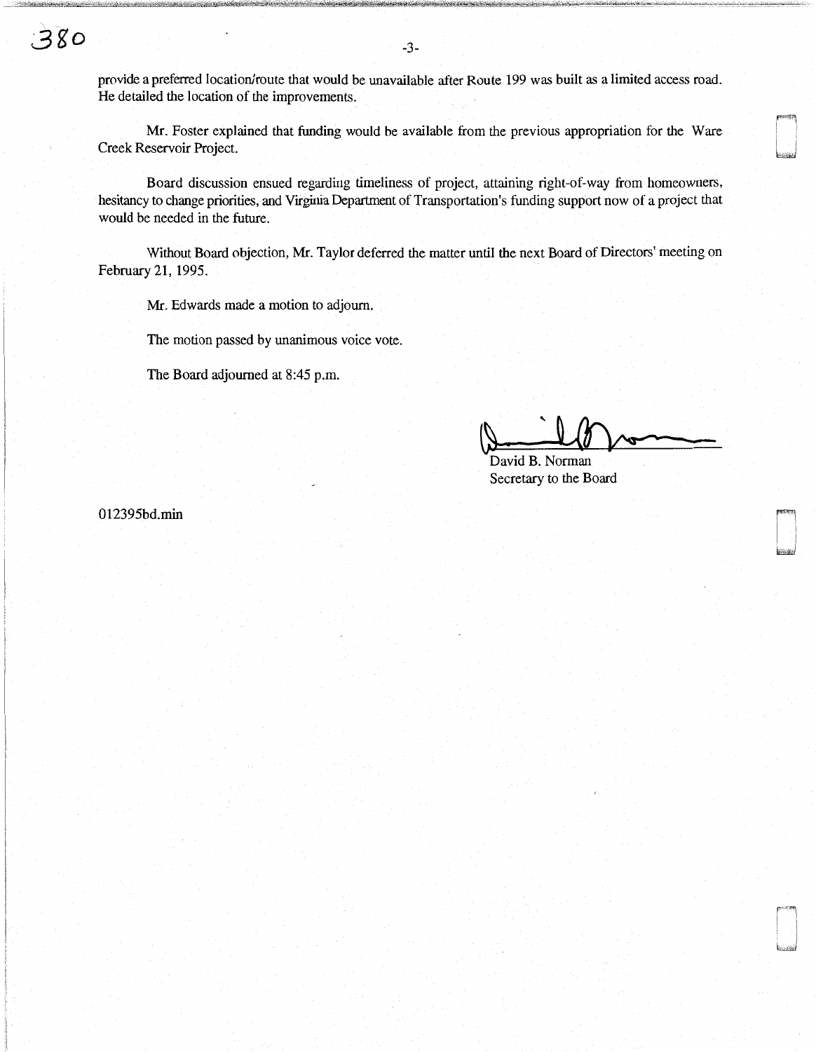provide a preferred location/route that would be unavailable after Route 199 was built as a limited access road. He detailed the location of the improvements.

Mr. Foster explained that funding would be available from the previous appropriation for the Ware Creek Reservoir Project.

Board discussion ensued regarding timeliness of project, attaining right-of-way from homeowners, hesitancy to change priorities, and Virginia Department of Transportation's funding support now of a project that would be needed in the future.

Without Board objection, Mr. Taylor deferred the matter until the next Board of Directors' meeting on February 21, 1995.

Mr. Edwards made a motion to adjourn.

The motion passed by unanimous voice vote.

The Board adjourned at 8:45 p.m.

David B. Norman
Secretary to the Board

012395bd.min